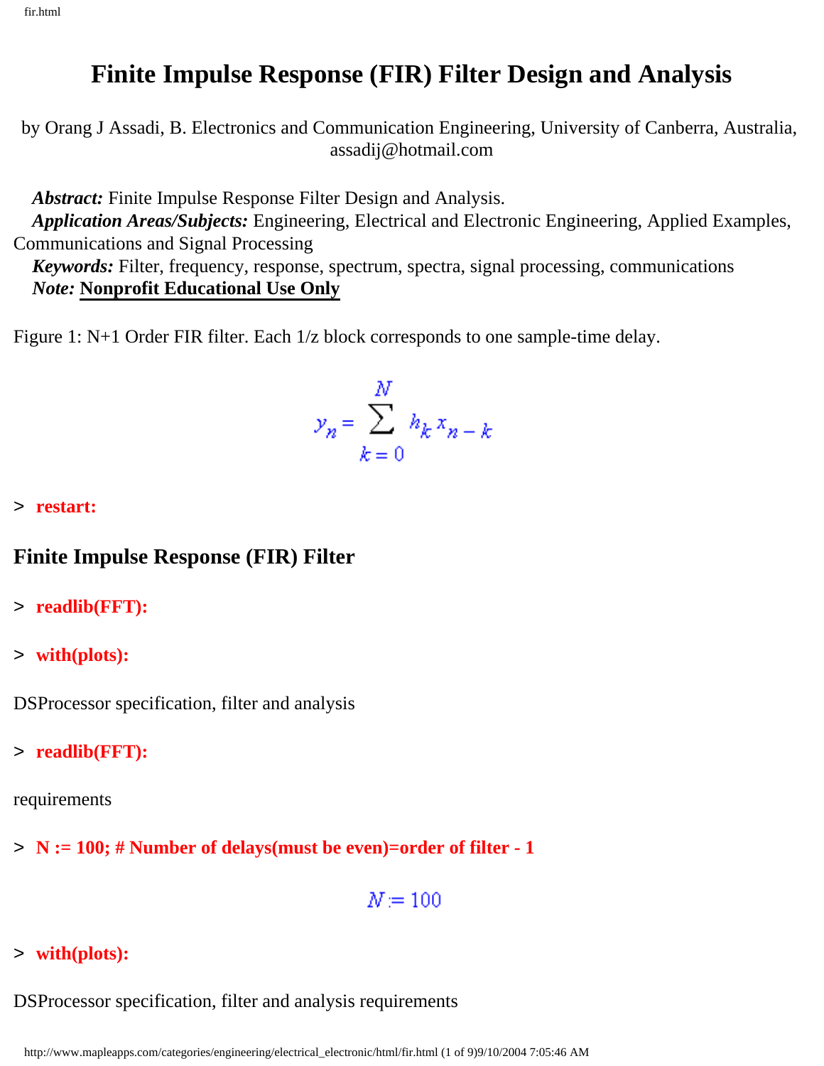# Finite Impulse Response (FIR) Filter Design and Analysis

by Orang J Assadi, B. Electronics and Communication Engineering, University of Canberra, Australia, assadij@hotmail.com

***Abstract:*** Finite Impulse Response Filter Design and Analysis.
***Application Areas/Subjects:*** Engineering, Electrical and Electronic Engineering, Applied Examples, Communications and Signal Processing
***Keywords:*** Filter, frequency, response, spectrum, spectra, signal processing, communications
***Note:*** **Nonprofit Educational Use Only**

Figure 1: N+1 Order FIR filter. Each 1/z block corresponds to one sample-time delay.

$$y_n = \sum_{k=0}^{N} h_k x_{n-k}$$

```
> restart:
```

## Finite Impulse Response (FIR) Filter

```
> readlib(FFT):
```

```
> with(plots):
```

DSProcessor specification, filter and analysis

```
> readlib(FFT):
```

requirements

```
> N := 100; # Number of delays(must be even)=order of filter - 1
```

$$N := 100$$

```
> with(plots):
```

DSProcessor specification, filter and analysis requirements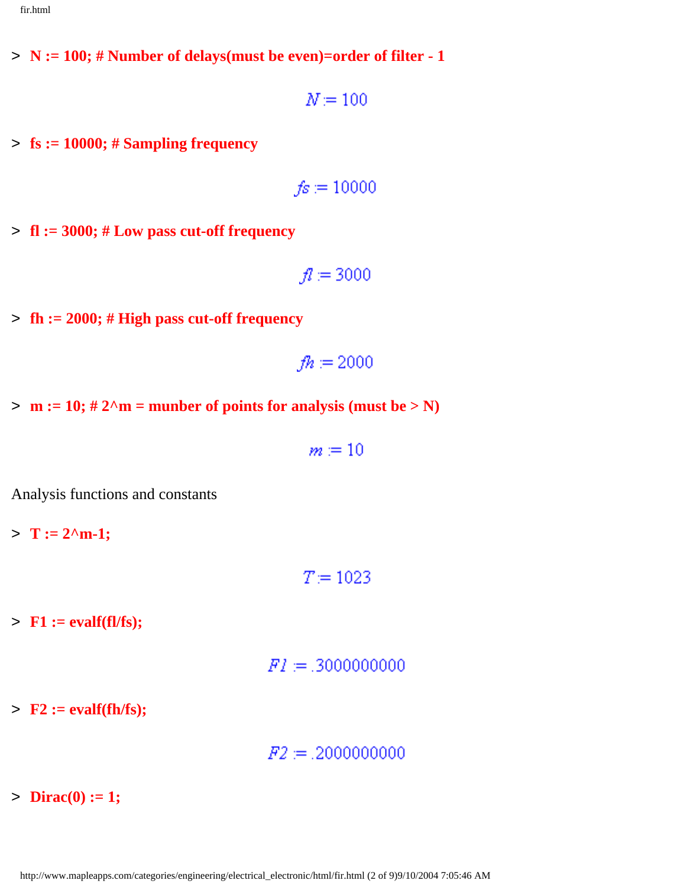```
> N := 100; # Number of delays(must be even)=order of filter - 1
```

$$N := 100$$

```
> fs := 10000; # Sampling frequency
```

$$fs := 10000$$

```
> fl := 3000; # Low pass cut-off frequency
```

$$fl := 3000$$

```
> fh := 2000; # High pass cut-off frequency
```

$$fh := 2000$$

```
> m := 10; # 2^m = munber of points for analysis (must be > N)
```

$$m := 10$$

Analysis functions and constants

```
> T := 2^m-1;
```

$$T := 1023$$

```
> F1 := evalf(fl/fs);
```

$$F1 := .3000000000$$

```
> F2 := evalf(fh/fs);
```

$$F2 := .2000000000$$

```
> Dirac(0) := 1;
```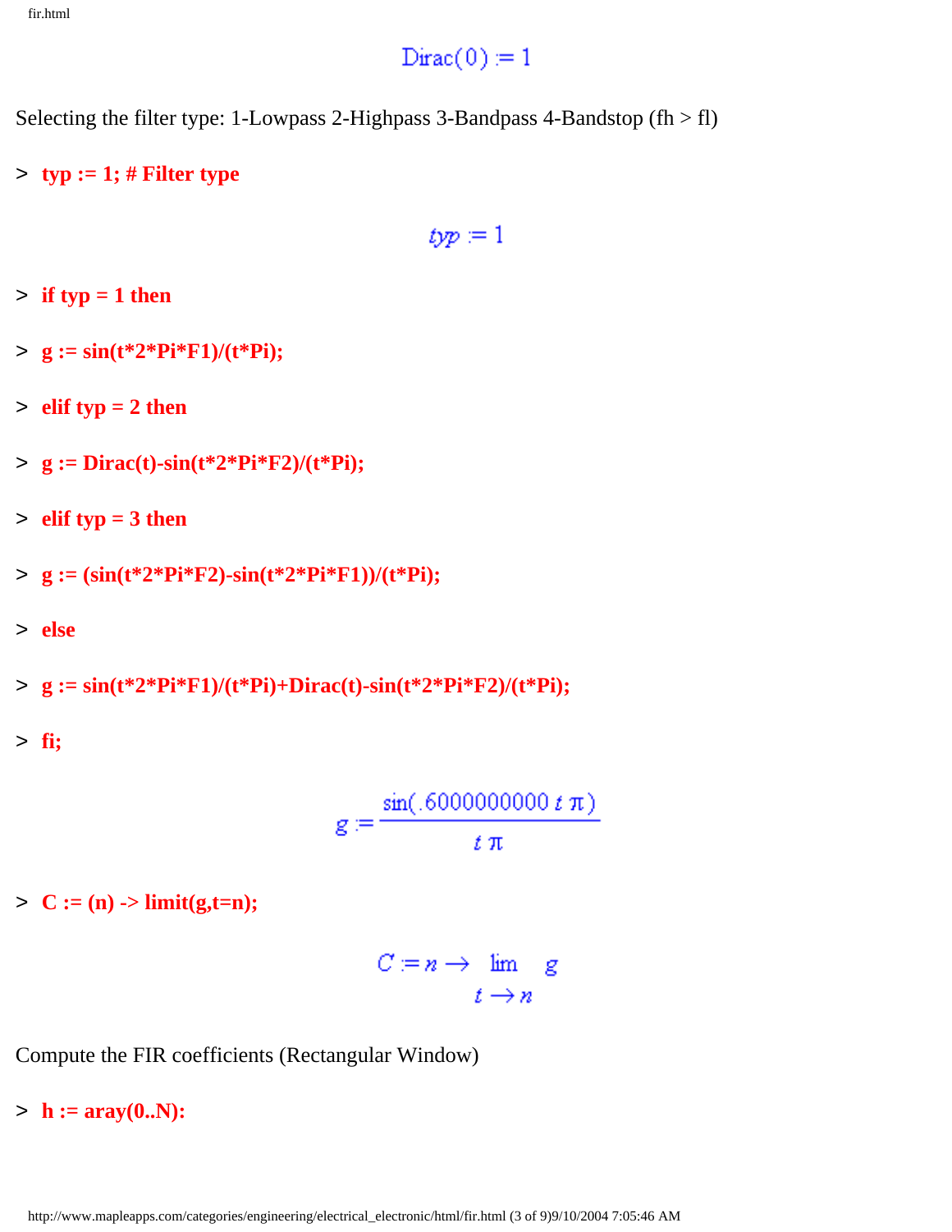$$\mathrm{Dirac}(0) := 1$$

Selecting the filter type: 1-Lowpass 2-Highpass 3-Bandpass 4-Bandstop (fh > fl)

```
> typ := 1; # Filter type
```

$$typ := 1$$

```
> if typ = 1 then
> g := sin(t*2*Pi*F1)/(t*Pi);
> elif typ = 2 then
> g := Dirac(t)-sin(t*2*Pi*F2)/(t*Pi);
> elif typ = 3 then
> g := (sin(t*2*Pi*F2)-sin(t*2*Pi*F1))/(t*Pi);
> else
> g := sin(t*2*Pi*F1)/(t*Pi)+Dirac(t)-sin(t*2*Pi*F2)/(t*Pi);
> fi;
```

$$g := \frac{\sin(.6000000000\, t\, \pi)}{t\, \pi}$$

```
> C := (n) -> limit(g,t=n);
```

$$C := n \rightarrow \lim_{t \rightarrow n} g$$

Compute the FIR coefficients (Rectangular Window)

```
> h := aray(0..N):
```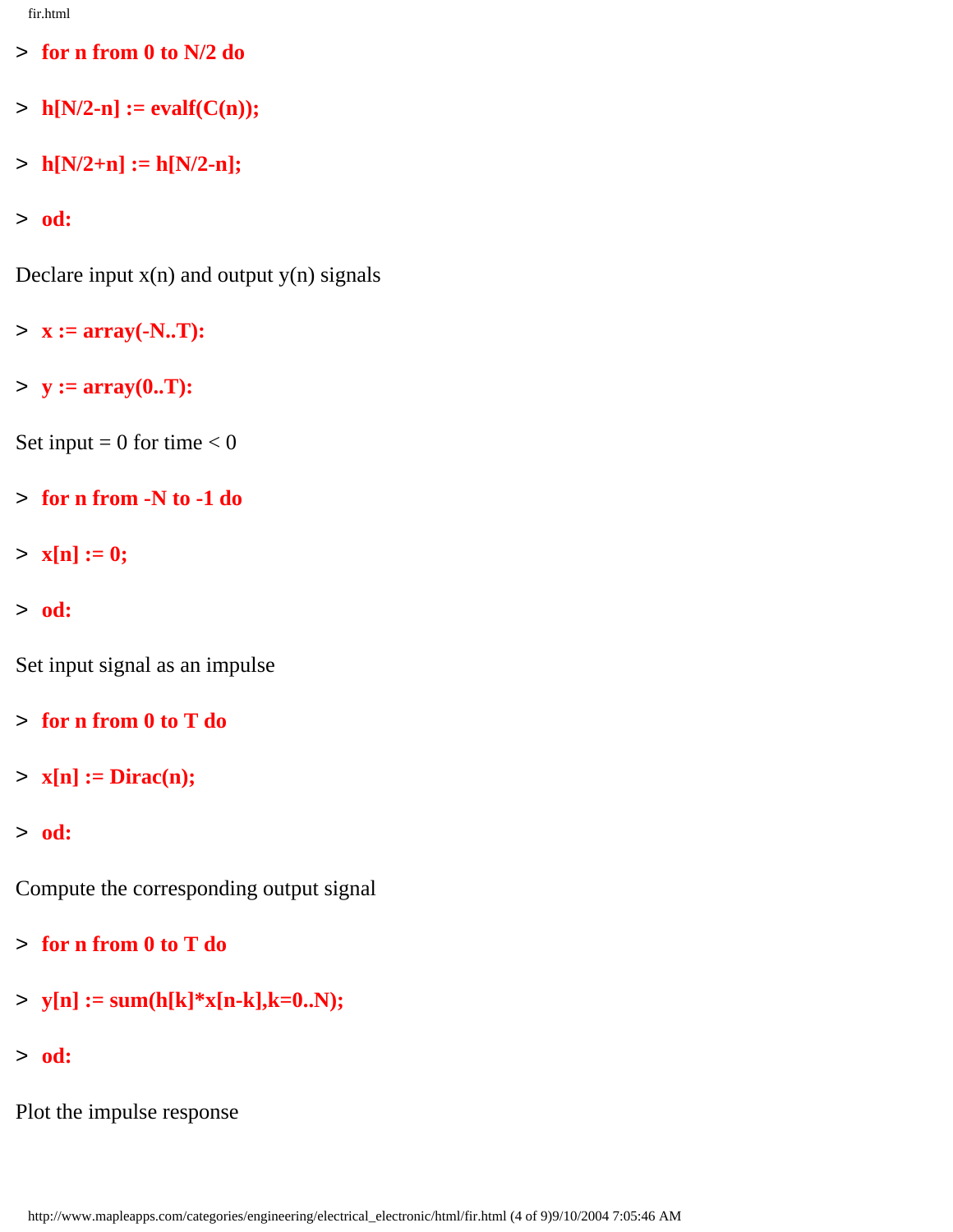```
> for n from 0 to N/2 do
> h[N/2-n] := evalf(C(n));
> h[N/2+n] := h[N/2-n];
> od:
```

Declare input x(n) and output y(n) signals

```
> x := array(-N..T):
> y := array(0..T):
```

Set input = 0 for time < 0

```
> for n from -N to -1 do
> x[n] := 0;
> od:
```

Set input signal as an impulse

```
> for n from 0 to T do
> x[n] := Dirac(n);
> od:
```

Compute the corresponding output signal

```
> for n from 0 to T do
> y[n] := sum(h[k]*x[n-k],k=0..N);
> od:
```

Plot the impulse response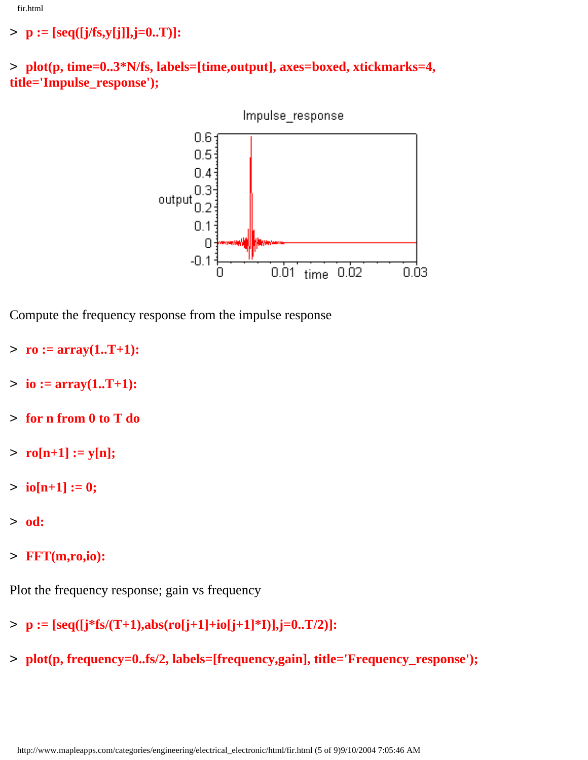```
> p := [seq([j/fs,y[j]],j=0..T)]:
```

```
> plot(p, time=0..3*N/fs, labels=[time,output], axes=boxed, xtickmarks=4, title='Impulse_response');
```

Compute the frequency response from the impulse response

```
> ro := array(1..T+1):

> io := array(1..T+1):

> for n from 0 to T do

> ro[n+1] := y[n];

> io[n+1] := 0;

> od:

> FFT(m,ro,io):
```

Plot the frequency response; gain vs frequency

```
> p := [seq([j*fs/(T+1),abs(ro[j+1]+io[j+1]*I)],j=0..T/2)]:

> plot(p, frequency=0..fs/2, labels=[frequency,gain], title='Frequency_response');
```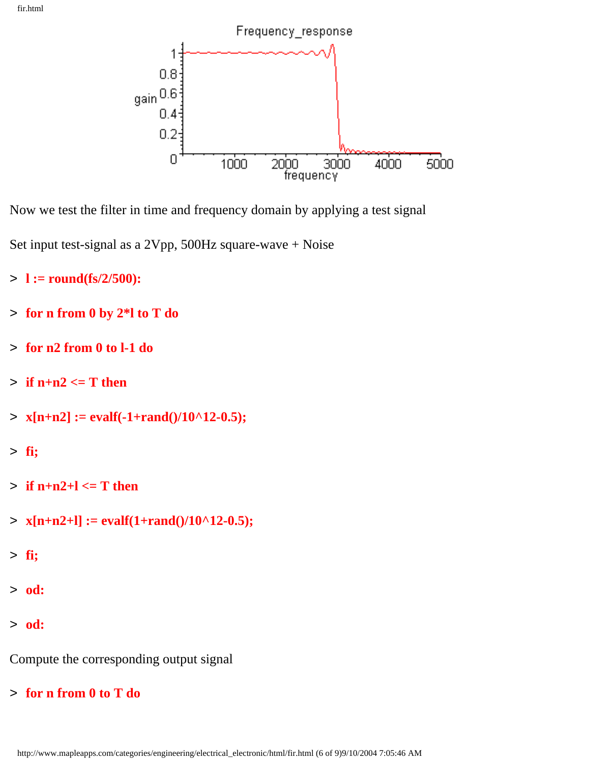Now we test the filter in time and frequency domain by applying a test signal

Set input test-signal as a 2Vpp, 500Hz square-wave + Noise

```
> l := round(fs/2/500):
> for n from 0 by 2*l to T do
> for n2 from 0 to l-1 do
> if n+n2 <= T then
> x[n+n2] := evalf(-1+rand()/10^12-0.5);
> fi;
> if n+n2+l <= T then
> x[n+n2+l] := evalf(1+rand()/10^12-0.5);
> fi;
> od:
> od:
```

Compute the corresponding output signal

```
> for n from 0 to T do
```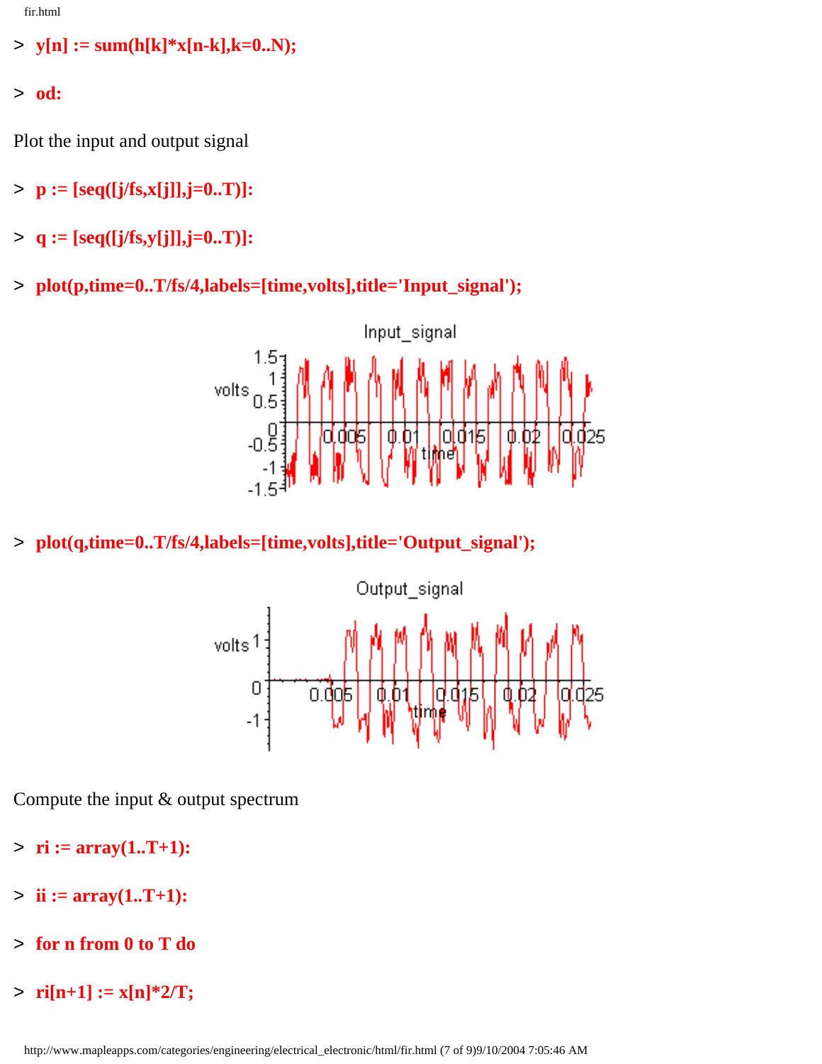```
> y[n] := sum(h[k]*x[n-k],k=0..N);
```

```
> od:
```

Plot the input and output signal

```
> p := [seq([j/fs,x[j]],j=0..T)]:
```

```
> q := [seq([j/fs,y[j]],j=0..T)]:
```

```
> plot(p,time=0..T/fs/4,labels=[time,volts],title='Input_signal');
```

```
> plot(q,time=0..T/fs/4,labels=[time,volts],title='Output_signal');
```

Compute the input & output spectrum

```
> ri := array(1..T+1):
```

```
> ii := array(1..T+1):
```

```
> for n from 0 to T do
```

```
> ri[n+1] := x[n]*2/T;
```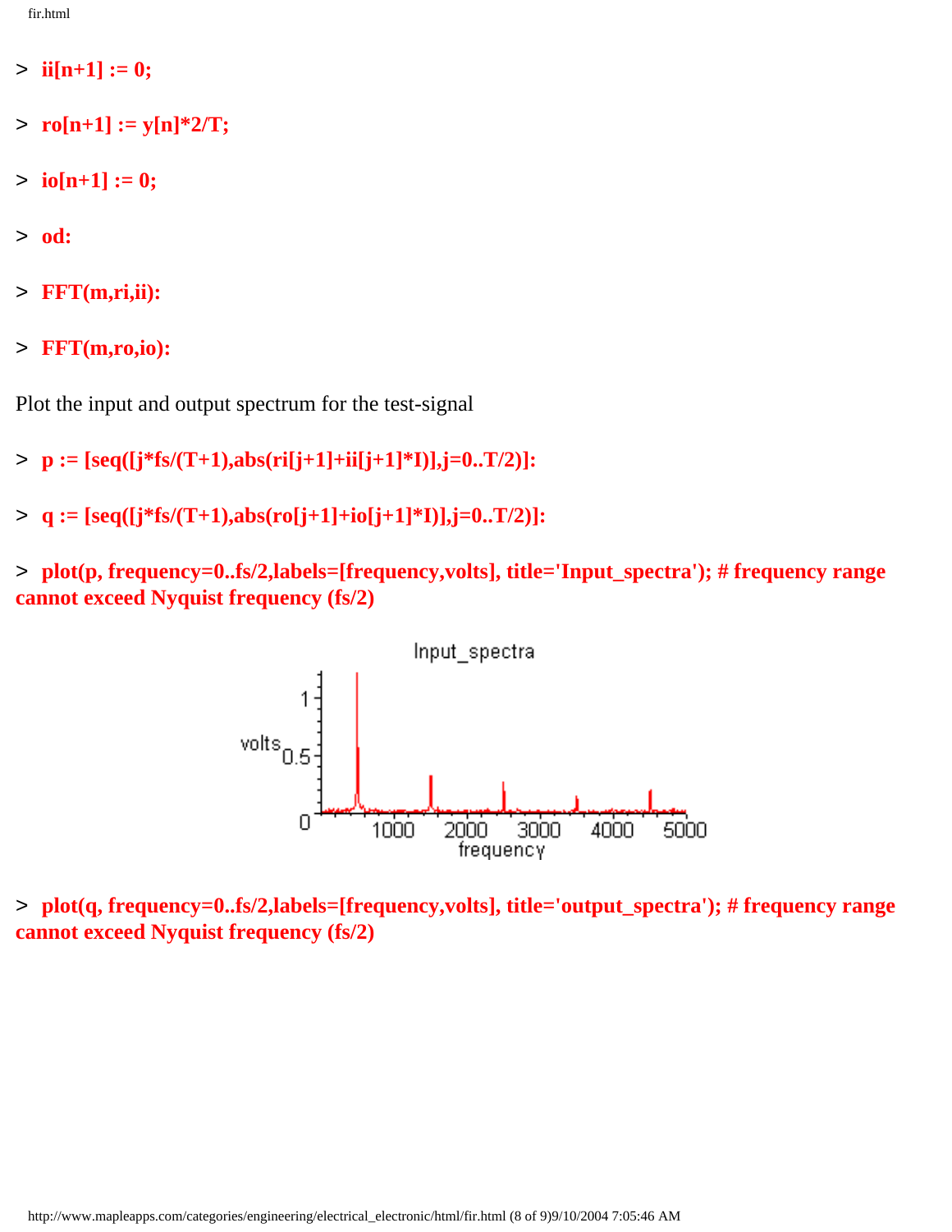```
> ii[n+1] := 0;

> ro[n+1] := y[n]*2/T;

> io[n+1] := 0;

> od:

> FFT(m,ri,ii):

> FFT(m,ro,io):
```

Plot the input and output spectrum for the test-signal

```
> p := [seq([j*fs/(T+1),abs(ri[j+1]+ii[j+1]*I)],j=0..T/2)]:

> q := [seq([j*fs/(T+1),abs(ro[j+1]+io[j+1]*I)],j=0..T/2)]:

> plot(p, frequency=0..fs/2,labels=[frequency,volts], title='Input_spectra'); # frequency range cannot exceed Nyquist frequency (fs/2)
```

```
> plot(q, frequency=0..fs/2,labels=[frequency,volts], title='output_spectra'); # frequency range cannot exceed Nyquist frequency (fs/2)
```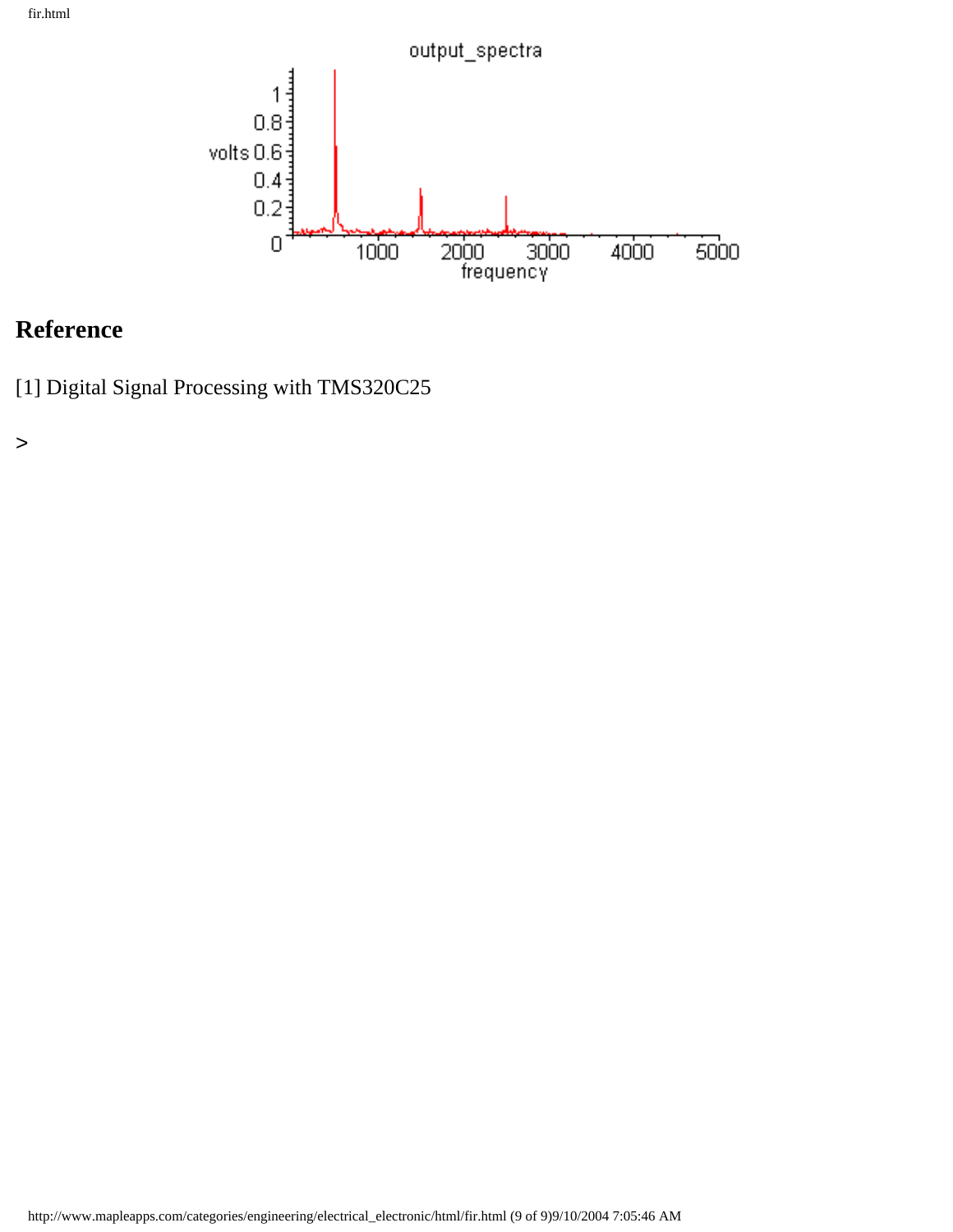output_spectra

volts

1

0.8

0.6

0.4

0.2

0

1000

2000

3000

4000

5000

frequency

## Reference

[1] Digital Signal Processing with TMS320C25

>